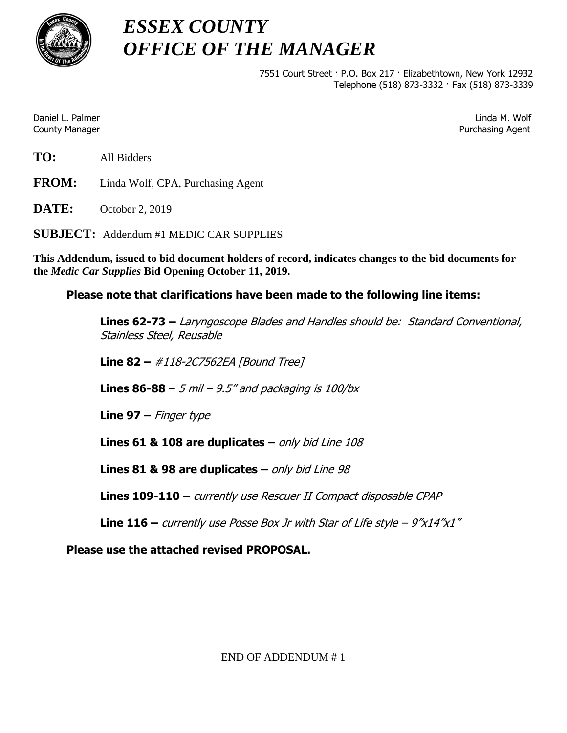# *ESSEX COUNTY*
# *OFFICE OF THE MANAGER*

7551 Court Street · P.O. Box 217 · Elizabethtown, New York 12932
Telephone (518) 873-3332 · Fax (518) 873-3339

---

Daniel L. Palmer
County Manager

Linda M. Wolf
Purchasing Agent

**TO:** All Bidders

**FROM:** Linda Wolf, CPA, Purchasing Agent

**DATE:** October 2, 2019

**SUBJECT:** Addendum #1 MEDIC CAR SUPPLIES

**This Addendum, issued to bid document holders of record, indicates changes to the bid documents for the *Medic Car Supplies* Bid Opening October 11, 2019.**

**Please note that clarifications have been made to the following line items:**

**Lines 62-73 –** *Laryngoscope Blades and Handles should be: Standard Conventional, Stainless Steel, Reusable*

**Line 82 –** *#118-2C7562EA [Bound Tree]*

**Lines 86-88** – *5 mil – 9.5" and packaging is 100/bx*

**Line 97 –** *Finger type*

**Lines 61 & 108 are duplicates –** *only bid Line 108*

**Lines 81 & 98 are duplicates –** *only bid Line 98*

**Lines 109-110 –** *currently use Rescuer II Compact disposable CPAP*

**Line 116 –** *currently use Posse Box Jr with Star of Life style – 9"x14"x1"*

**Please use the attached revised PROPOSAL.**

END OF ADDENDUM # 1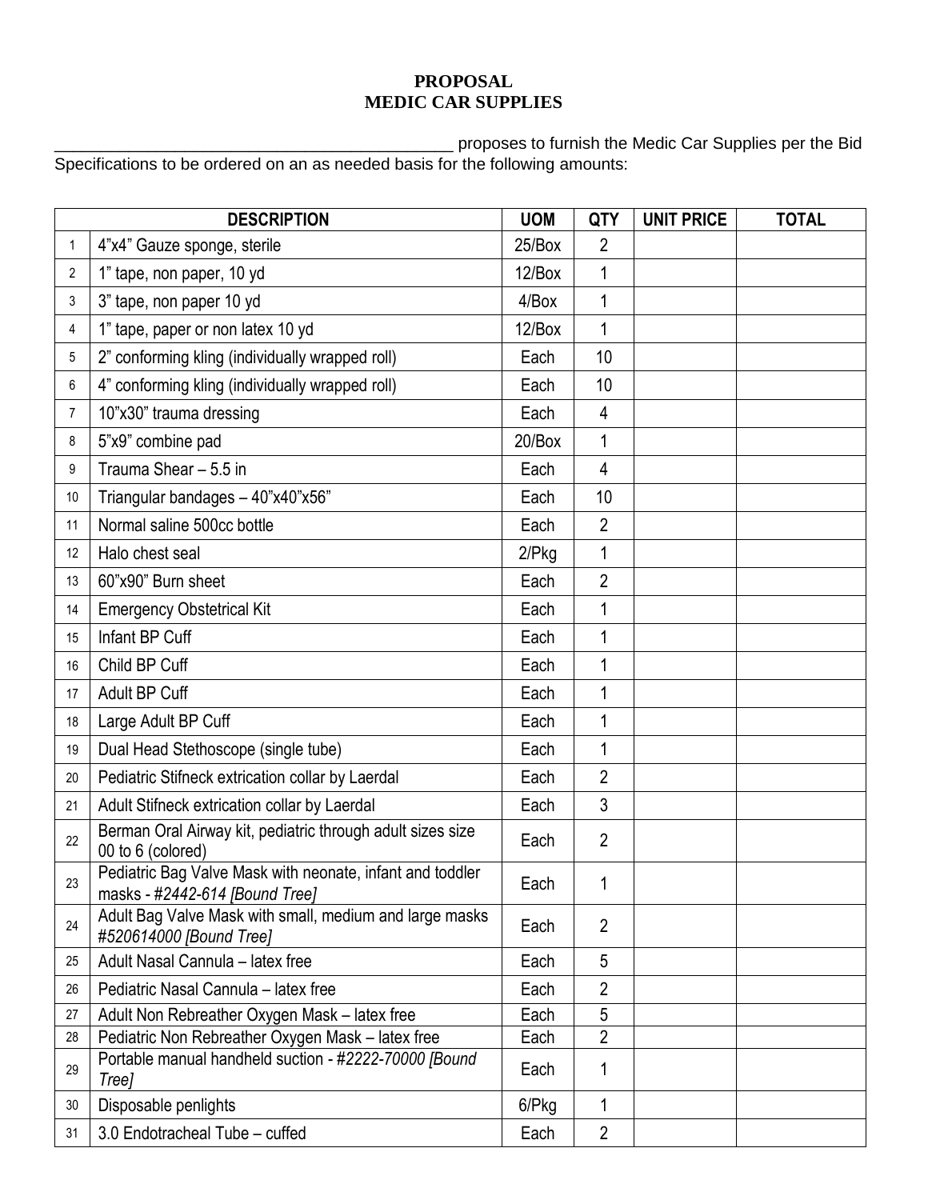**PROPOSAL**
**MEDIC CAR SUPPLIES**

_____________________________________________ proposes to furnish the Medic Car Supplies per the Bid Specifications to be ordered on an as needed basis for the following amounts:

| | DESCRIPTION | UOM | QTY | UNIT PRICE | TOTAL |
|---|---|---|---|---|---|
| 1 | 4"x4" Gauze sponge, sterile | 25/Box | 2 | | |
| 2 | 1" tape, non paper, 10 yd | 12/Box | 1 | | |
| 3 | 3" tape, non paper 10 yd | 4/Box | 1 | | |
| 4 | 1" tape, paper or non latex 10 yd | 12/Box | 1 | | |
| 5 | 2" conforming kling (individually wrapped roll) | Each | 10 | | |
| 6 | 4" conforming kling (individually wrapped roll) | Each | 10 | | |
| 7 | 10"x30" trauma dressing | Each | 4 | | |
| 8 | 5"x9" combine pad | 20/Box | 1 | | |
| 9 | Trauma Shear – 5.5 in | Each | 4 | | |
| 10 | Triangular bandages – 40"x40"x56" | Each | 10 | | |
| 11 | Normal saline 500cc bottle | Each | 2 | | |
| 12 | Halo chest seal | 2/Pkg | 1 | | |
| 13 | 60"x90" Burn sheet | Each | 2 | | |
| 14 | Emergency Obstetrical Kit | Each | 1 | | |
| 15 | Infant BP Cuff | Each | 1 | | |
| 16 | Child BP Cuff | Each | 1 | | |
| 17 | Adult BP Cuff | Each | 1 | | |
| 18 | Large Adult BP Cuff | Each | 1 | | |
| 19 | Dual Head Stethoscope (single tube) | Each | 1 | | |
| 20 | Pediatric Stifneck extrication collar by Laerdal | Each | 2 | | |
| 21 | Adult Stifneck extrication collar by Laerdal | Each | 3 | | |
| 22 | Berman Oral Airway kit, pediatric through adult sizes size 00 to 6 (colored) | Each | 2 | | |
| 23 | Pediatric Bag Valve Mask with neonate, infant and toddler masks - *#2442-614 [Bound Tree]* | Each | 1 | | |
| 24 | Adult Bag Valve Mask with small, medium and large masks *#520614000 [Bound Tree]* | Each | 2 | | |
| 25 | Adult Nasal Cannula – latex free | Each | 5 | | |
| 26 | Pediatric Nasal Cannula – latex free | Each | 2 | | |
| 27 | Adult Non Rebreather Oxygen Mask – latex free | Each | 5 | | |
| 28 | Pediatric Non Rebreather Oxygen Mask – latex free | Each | 2 | | |
| 29 | Portable manual handheld suction - *#2222-70000 [Bound Tree]* | Each | 1 | | |
| 30 | Disposable penlights | 6/Pkg | 1 | | |
| 31 | 3.0 Endotracheal Tube – cuffed | Each | 2 | | |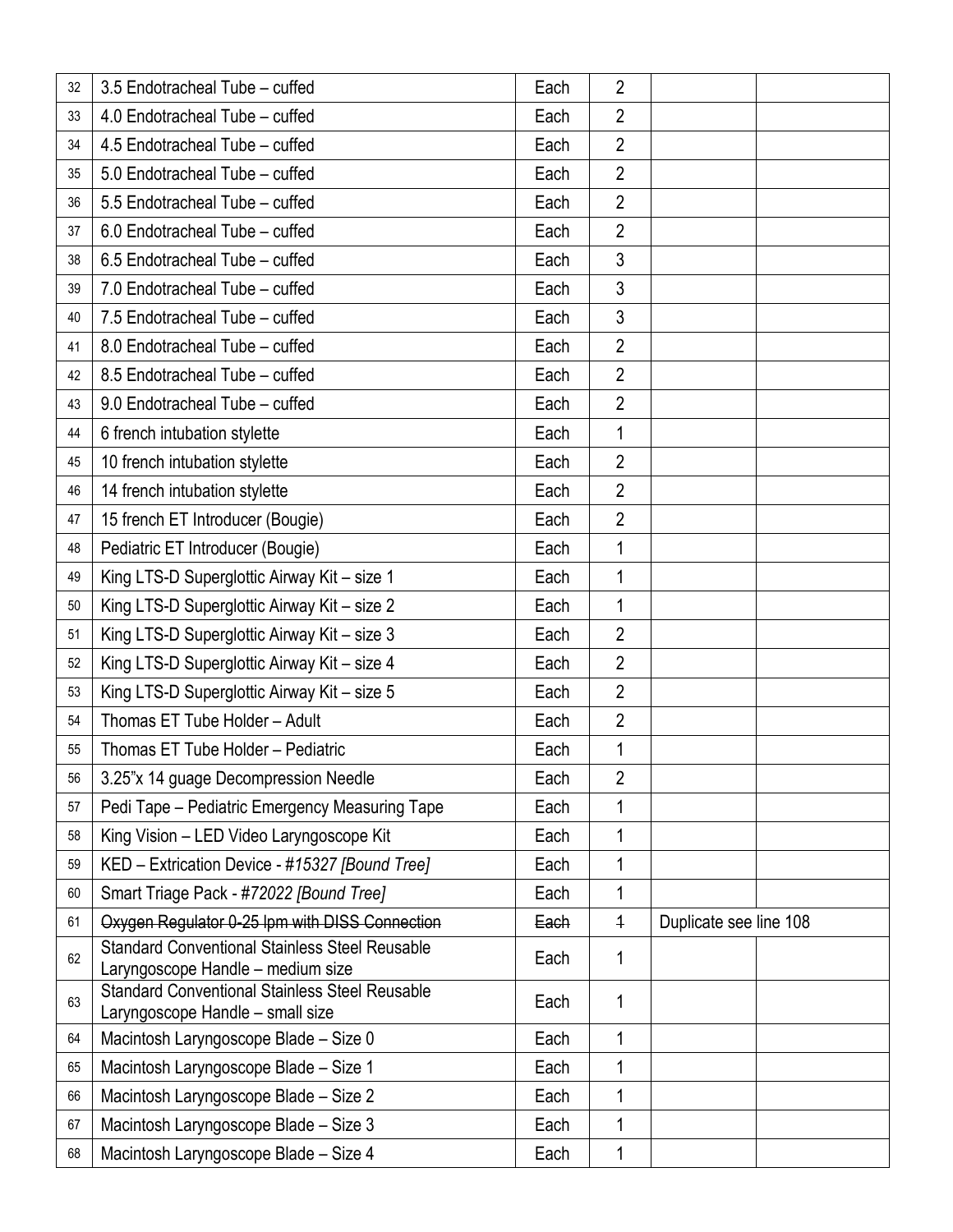| | | | | | |
|---|---|---|---|---|---|
| 32 | 3.5 Endotracheal Tube – cuffed | Each | 2 | | |
| 33 | 4.0 Endotracheal Tube – cuffed | Each | 2 | | |
| 34 | 4.5 Endotracheal Tube – cuffed | Each | 2 | | |
| 35 | 5.0 Endotracheal Tube – cuffed | Each | 2 | | |
| 36 | 5.5 Endotracheal Tube – cuffed | Each | 2 | | |
| 37 | 6.0 Endotracheal Tube – cuffed | Each | 2 | | |
| 38 | 6.5 Endotracheal Tube – cuffed | Each | 3 | | |
| 39 | 7.0 Endotracheal Tube – cuffed | Each | 3 | | |
| 40 | 7.5 Endotracheal Tube – cuffed | Each | 3 | | |
| 41 | 8.0 Endotracheal Tube – cuffed | Each | 2 | | |
| 42 | 8.5 Endotracheal Tube – cuffed | Each | 2 | | |
| 43 | 9.0 Endotracheal Tube – cuffed | Each | 2 | | |
| 44 | 6 french intubation stylette | Each | 1 | | |
| 45 | 10 french intubation stylette | Each | 2 | | |
| 46 | 14 french intubation stylette | Each | 2 | | |
| 47 | 15 french ET Introducer (Bougie) | Each | 2 | | |
| 48 | Pediatric ET Introducer (Bougie) | Each | 1 | | |
| 49 | King LTS-D Superglottic Airway Kit – size 1 | Each | 1 | | |
| 50 | King LTS-D Superglottic Airway Kit – size 2 | Each | 1 | | |
| 51 | King LTS-D Superglottic Airway Kit – size 3 | Each | 2 | | |
| 52 | King LTS-D Superglottic Airway Kit – size 4 | Each | 2 | | |
| 53 | King LTS-D Superglottic Airway Kit – size 5 | Each | 2 | | |
| 54 | Thomas ET Tube Holder – Adult | Each | 2 | | |
| 55 | Thomas ET Tube Holder – Pediatric | Each | 1 | | |
| 56 | 3.25"x 14 guage Decompression Needle | Each | 2 | | |
| 57 | Pedi Tape – Pediatric Emergency Measuring Tape | Each | 1 | | |
| 58 | King Vision – LED Video Laryngoscope Kit | Each | 1 | | |
| 59 | KED – Extrication Device - *#15327 [Bound Tree]* | Each | 1 | | |
| 60 | Smart Triage Pack - *#72022 [Bound Tree]* | Each | 1 | | |
| 61 | ~~Oxygen Regulator 0-25 lpm with DISS Connection~~ | ~~Each~~ | ~~1~~ | Duplicate see line 108 | |
| 62 | Standard Conventional Stainless Steel Reusable Laryngoscope Handle – medium size | Each | 1 | | |
| 63 | Standard Conventional Stainless Steel Reusable Laryngoscope Handle – small size | Each | 1 | | |
| 64 | Macintosh Laryngoscope Blade – Size 0 | Each | 1 | | |
| 65 | Macintosh Laryngoscope Blade – Size 1 | Each | 1 | | |
| 66 | Macintosh Laryngoscope Blade – Size 2 | Each | 1 | | |
| 67 | Macintosh Laryngoscope Blade – Size 3 | Each | 1 | | |
| 68 | Macintosh Laryngoscope Blade – Size 4 | Each | 1 | | |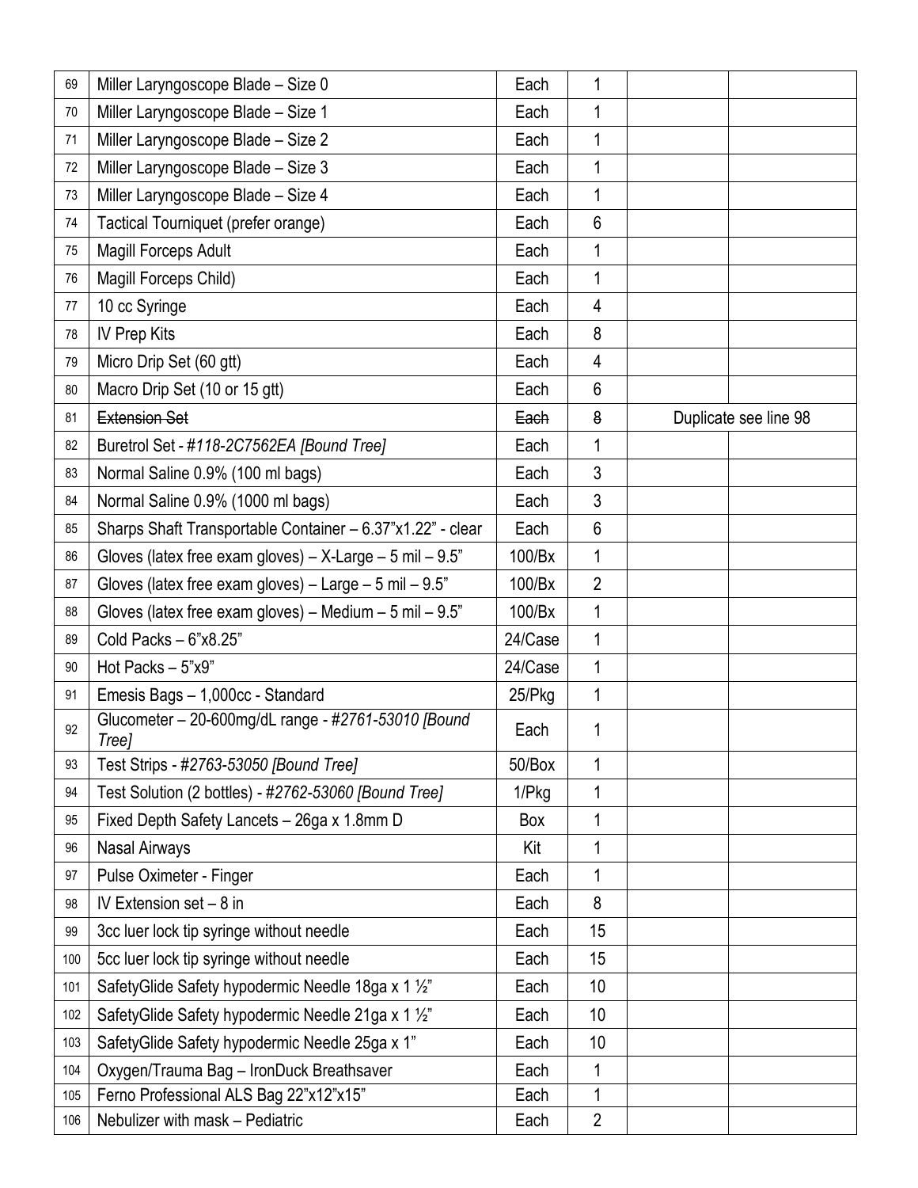| | | | | | |
|---|---|---|---|---|---|
| 69 | Miller Laryngoscope Blade – Size 0 | Each | 1 | | |
| 70 | Miller Laryngoscope Blade – Size 1 | Each | 1 | | |
| 71 | Miller Laryngoscope Blade – Size 2 | Each | 1 | | |
| 72 | Miller Laryngoscope Blade – Size 3 | Each | 1 | | |
| 73 | Miller Laryngoscope Blade – Size 4 | Each | 1 | | |
| 74 | Tactical Tourniquet (prefer orange) | Each | 6 | | |
| 75 | Magill Forceps Adult | Each | 1 | | |
| 76 | Magill Forceps Child) | Each | 1 | | |
| 77 | 10 cc Syringe | Each | 4 | | |
| 78 | IV Prep Kits | Each | 8 | | |
| 79 | Micro Drip Set (60 gtt) | Each | 4 | | |
| 80 | Macro Drip Set (10 or 15 gtt) | Each | 6 | | |
| 81 | ~~Extension Set~~ | ~~Each~~ | ~~8~~ | Duplicate see line 98 | |
| 82 | Buretrol Set - *#118-2C7562EA [Bound Tree]* | Each | 1 | | |
| 83 | Normal Saline 0.9% (100 ml bags) | Each | 3 | | |
| 84 | Normal Saline 0.9% (1000 ml bags) | Each | 3 | | |
| 85 | Sharps Shaft Transportable Container – 6.37"x1.22" - clear | Each | 6 | | |
| 86 | Gloves (latex free exam gloves) – X-Large – 5 mil – 9.5" | 100/Bx | 1 | | |
| 87 | Gloves (latex free exam gloves) – Large – 5 mil – 9.5" | 100/Bx | 2 | | |
| 88 | Gloves (latex free exam gloves) – Medium – 5 mil – 9.5" | 100/Bx | 1 | | |
| 89 | Cold Packs – 6"x8.25" | 24/Case | 1 | | |
| 90 | Hot Packs – 5"x9" | 24/Case | 1 | | |
| 91 | Emesis Bags – 1,000cc - Standard | 25/Pkg | 1 | | |
| 92 | Glucometer – 20-600mg/dL range - *#2761-53010 [Bound Tree]* | Each | 1 | | |
| 93 | Test Strips - *#2763-53050 [Bound Tree]* | 50/Box | 1 | | |
| 94 | Test Solution (2 bottles) - *#2762-53060 [Bound Tree]* | 1/Pkg | 1 | | |
| 95 | Fixed Depth Safety Lancets – 26ga x 1.8mm D | Box | 1 | | |
| 96 | Nasal Airways | Kit | 1 | | |
| 97 | Pulse Oximeter - Finger | Each | 1 | | |
| 98 | IV Extension set – 8 in | Each | 8 | | |
| 99 | 3cc luer lock tip syringe without needle | Each | 15 | | |
| 100 | 5cc luer lock tip syringe without needle | Each | 15 | | |
| 101 | SafetyGlide Safety hypodermic Needle 18ga x 1 ½" | Each | 10 | | |
| 102 | SafetyGlide Safety hypodermic Needle 21ga x 1 ½" | Each | 10 | | |
| 103 | SafetyGlide Safety hypodermic Needle 25ga x 1" | Each | 10 | | |
| 104 | Oxygen/Trauma Bag – IronDuck Breathsaver | Each | 1 | | |
| 105 | Ferno Professional ALS Bag 22"x12"x15" | Each | 1 | | |
| 106 | Nebulizer with mask – Pediatric | Each | 2 | | |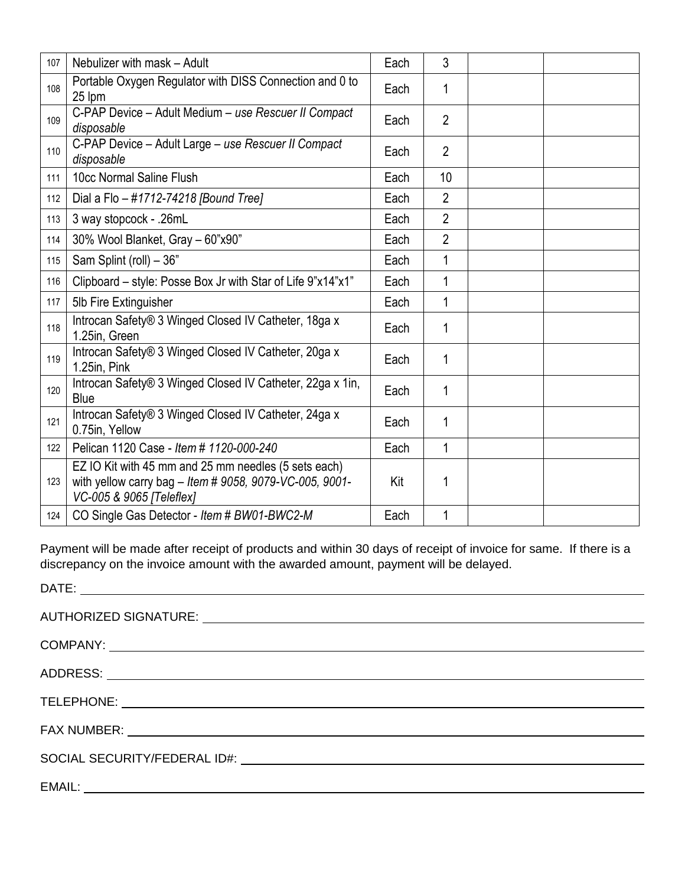| | | | | | |
|---|---|---|---|---|---|
| 107 | Nebulizer with mask – Adult | Each | 3 | | |
| 108 | Portable Oxygen Regulator with DISS Connection and 0 to 25 lpm | Each | 1 | | |
| 109 | C-PAP Device – Adult Medium – *use Rescuer II Compact disposable* | Each | 2 | | |
| 110 | C-PAP Device – Adult Large – *use Rescuer II Compact disposable* | Each | 2 | | |
| 111 | 10cc Normal Saline Flush | Each | 10 | | |
| 112 | Dial a Flo – *#1712-74218 [Bound Tree]* | Each | 2 | | |
| 113 | 3 way stopcock - .26mL | Each | 2 | | |
| 114 | 30% Wool Blanket, Gray – 60"x90" | Each | 2 | | |
| 115 | Sam Splint (roll) – 36" | Each | 1 | | |
| 116 | Clipboard – style: Posse Box Jr with Star of Life 9"x14"x1" | Each | 1 | | |
| 117 | 5lb Fire Extinguisher | Each | 1 | | |
| 118 | Introcan Safety® 3 Winged Closed IV Catheter, 18ga x 1.25in, Green | Each | 1 | | |
| 119 | Introcan Safety® 3 Winged Closed IV Catheter, 20ga x 1.25in, Pink | Each | 1 | | |
| 120 | Introcan Safety® 3 Winged Closed IV Catheter, 22ga x 1in, Blue | Each | 1 | | |
| 121 | Introcan Safety® 3 Winged Closed IV Catheter, 24ga x 0.75in, Yellow | Each | 1 | | |
| 122 | Pelican 1120 Case - *Item # 1120-000-240* | Each | 1 | | |
| 123 | EZ IO Kit with 45 mm and 25 mm needles (5 sets each) with yellow carry bag – *Item # 9058, 9079-VC-005, 9001-VC-005 & 9065 [Teleflex]* | Kit | 1 | | |
| 124 | CO Single Gas Detector - *Item # BW01-BWC2-M* | Each | 1 | | |

Payment will be made after receipt of products and within 30 days of receipt of invoice for same. If there is a discrepancy on the invoice amount with the awarded amount, payment will be delayed.

DATE: ______________________________

AUTHORIZED SIGNATURE: ______________________________

COMPANY: ______________________________

ADDRESS: ______________________________

TELEPHONE: ______________________________

FAX NUMBER: ______________________________

SOCIAL SECURITY/FEDERAL ID#: ______________________________

EMAIL: ______________________________